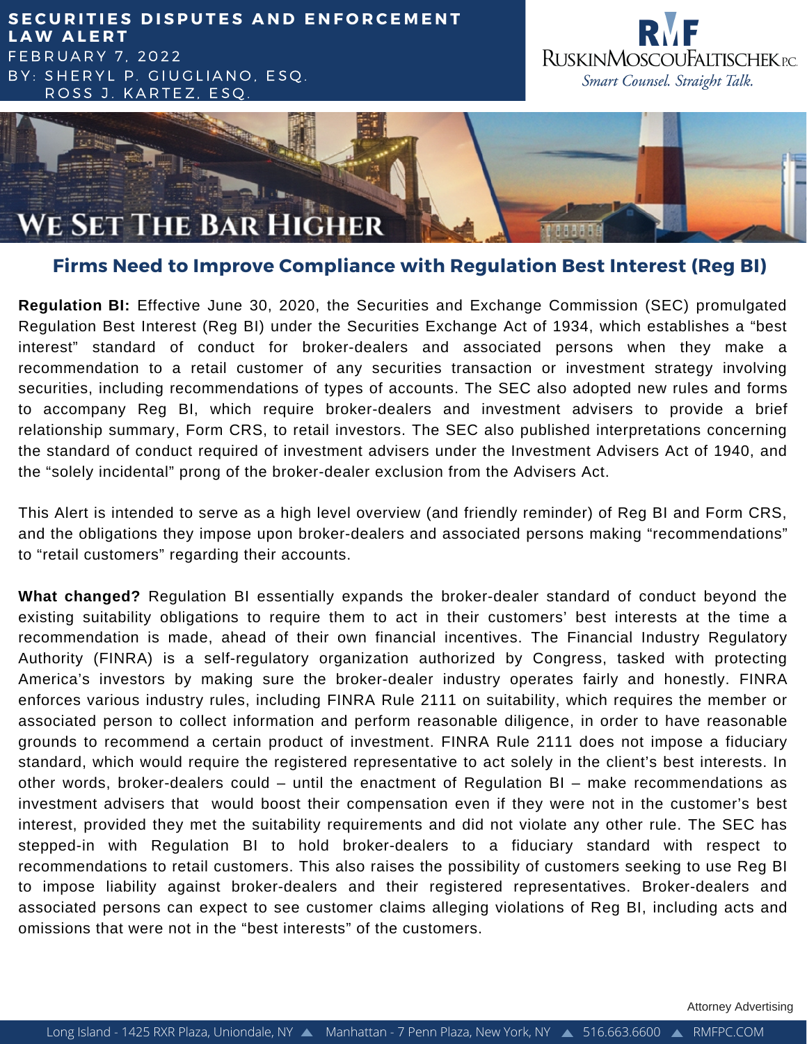**SECURITIES DISPUTES AND ENFORCEMENT LAW ALERT**
FEBRUARY 7, 2022
BY: SHERYL P. GIUGLIANO, ESQ.
ROSS J. KARTEZ, ESQ.

RuskinMoscouFaltischek P.C.
*Smart Counsel. Straight Talk.*

WE SET THE BAR HIGHER

## Firms Need to Improve Compliance with Regulation Best Interest (Reg BI)

**Regulation BI:** Effective June 30, 2020, the Securities and Exchange Commission (SEC) promulgated Regulation Best Interest (Reg BI) under the Securities Exchange Act of 1934, which establishes a "best interest" standard of conduct for broker-dealers and associated persons when they make a recommendation to a retail customer of any securities transaction or investment strategy involving securities, including recommendations of types of accounts. The SEC also adopted new rules and forms to accompany Reg BI, which require broker-dealers and investment advisers to provide a brief relationship summary, Form CRS, to retail investors. The SEC also published interpretations concerning the standard of conduct required of investment advisers under the Investment Advisers Act of 1940, and the "solely incidental" prong of the broker-dealer exclusion from the Advisers Act.

This Alert is intended to serve as a high level overview (and friendly reminder) of Reg BI and Form CRS, and the obligations they impose upon broker-dealers and associated persons making "recommendations" to "retail customers" regarding their accounts.

**What changed?** Regulation BI essentially expands the broker-dealer standard of conduct beyond the existing suitability obligations to require them to act in their customers' best interests at the time a recommendation is made, ahead of their own financial incentives. The Financial Industry Regulatory Authority (FINRA) is a self-regulatory organization authorized by Congress, tasked with protecting America's investors by making sure the broker-dealer industry operates fairly and honestly. FINRA enforces various industry rules, including FINRA Rule 2111 on suitability, which requires the member or associated person to collect information and perform reasonable diligence, in order to have reasonable grounds to recommend a certain product of investment. FINRA Rule 2111 does not impose a fiduciary standard, which would require the registered representative to act solely in the client's best interests. In other words, broker-dealers could – until the enactment of Regulation BI – make recommendations as investment advisers that would boost their compensation even if they were not in the customer's best interest, provided they met the suitability requirements and did not violate any other rule. The SEC has stepped-in with Regulation BI to hold broker-dealers to a fiduciary standard with respect to recommendations to retail customers. This also raises the possibility of customers seeking to use Reg BI to impose liability against broker-dealers and their registered representatives. Broker-dealers and associated persons can expect to see customer claims alleging violations of Reg BI, including acts and omissions that were not in the "best interests" of the customers.

Attorney Advertising

Long Island - 1425 RXR Plaza, Uniondale, NY ▲ Manhattan - 7 Penn Plaza, New York, NY ▲ 516.663.6600 ▲ RMFPC.COM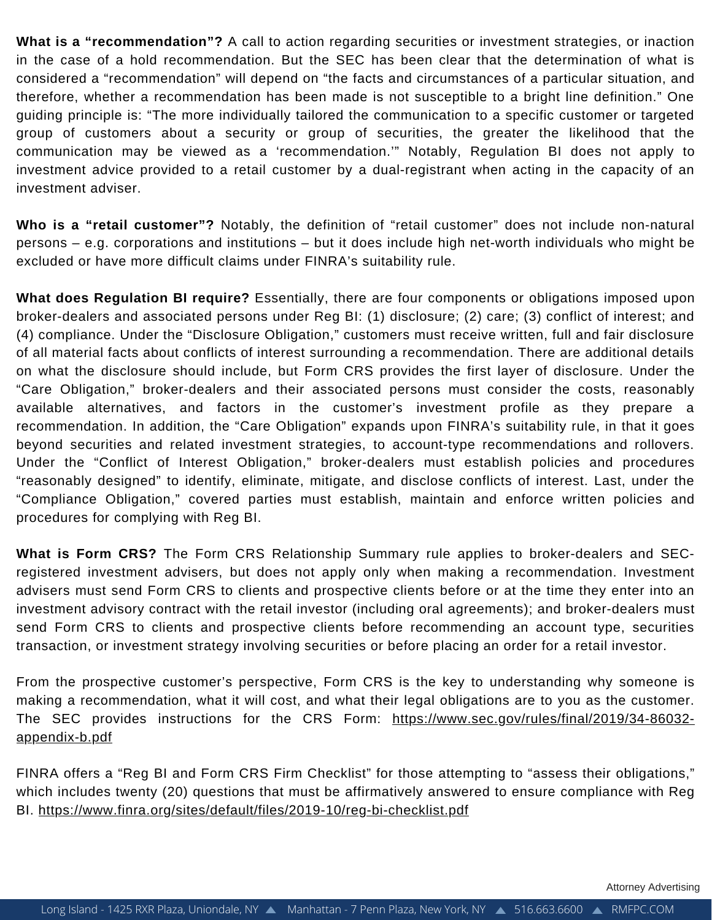**What is a "recommendation"?** A call to action regarding securities or investment strategies, or inaction in the case of a hold recommendation. But the SEC has been clear that the determination of what is considered a "recommendation" will depend on "the facts and circumstances of a particular situation, and therefore, whether a recommendation has been made is not susceptible to a bright line definition." One guiding principle is: "The more individually tailored the communication to a specific customer or targeted group of customers about a security or group of securities, the greater the likelihood that the communication may be viewed as a 'recommendation.'" Notably, Regulation BI does not apply to investment advice provided to a retail customer by a dual-registrant when acting in the capacity of an investment adviser.

**Who is a "retail customer"?** Notably, the definition of "retail customer" does not include non-natural persons – e.g. corporations and institutions – but it does include high net-worth individuals who might be excluded or have more difficult claims under FINRA's suitability rule.

**What does Regulation BI require?** Essentially, there are four components or obligations imposed upon broker-dealers and associated persons under Reg BI: (1) disclosure; (2) care; (3) conflict of interest; and (4) compliance. Under the "Disclosure Obligation," customers must receive written, full and fair disclosure of all material facts about conflicts of interest surrounding a recommendation. There are additional details on what the disclosure should include, but Form CRS provides the first layer of disclosure. Under the "Care Obligation," broker-dealers and their associated persons must consider the costs, reasonably available alternatives, and factors in the customer's investment profile as they prepare a recommendation. In addition, the "Care Obligation" expands upon FINRA's suitability rule, in that it goes beyond securities and related investment strategies, to account-type recommendations and rollovers. Under the "Conflict of Interest Obligation," broker-dealers must establish policies and procedures "reasonably designed" to identify, eliminate, mitigate, and disclose conflicts of interest. Last, under the "Compliance Obligation," covered parties must establish, maintain and enforce written policies and procedures for complying with Reg BI.

**What is Form CRS?** The Form CRS Relationship Summary rule applies to broker-dealers and SEC-registered investment advisers, but does not apply only when making a recommendation. Investment advisers must send Form CRS to clients and prospective clients before or at the time they enter into an investment advisory contract with the retail investor (including oral agreements); and broker-dealers must send Form CRS to clients and prospective clients before recommending an account type, securities transaction, or investment strategy involving securities or before placing an order for a retail investor.

From the prospective customer's perspective, Form CRS is the key to understanding why someone is making a recommendation, what it will cost, and what their legal obligations are to you as the customer. The SEC provides instructions for the CRS Form: https://www.sec.gov/rules/final/2019/34-86032-appendix-b.pdf

FINRA offers a "Reg BI and Form CRS Firm Checklist" for those attempting to "assess their obligations," which includes twenty (20) questions that must be affirmatively answered to ensure compliance with Reg BI. https://www.finra.org/sites/default/files/2019-10/reg-bi-checklist.pdf

Attorney Advertising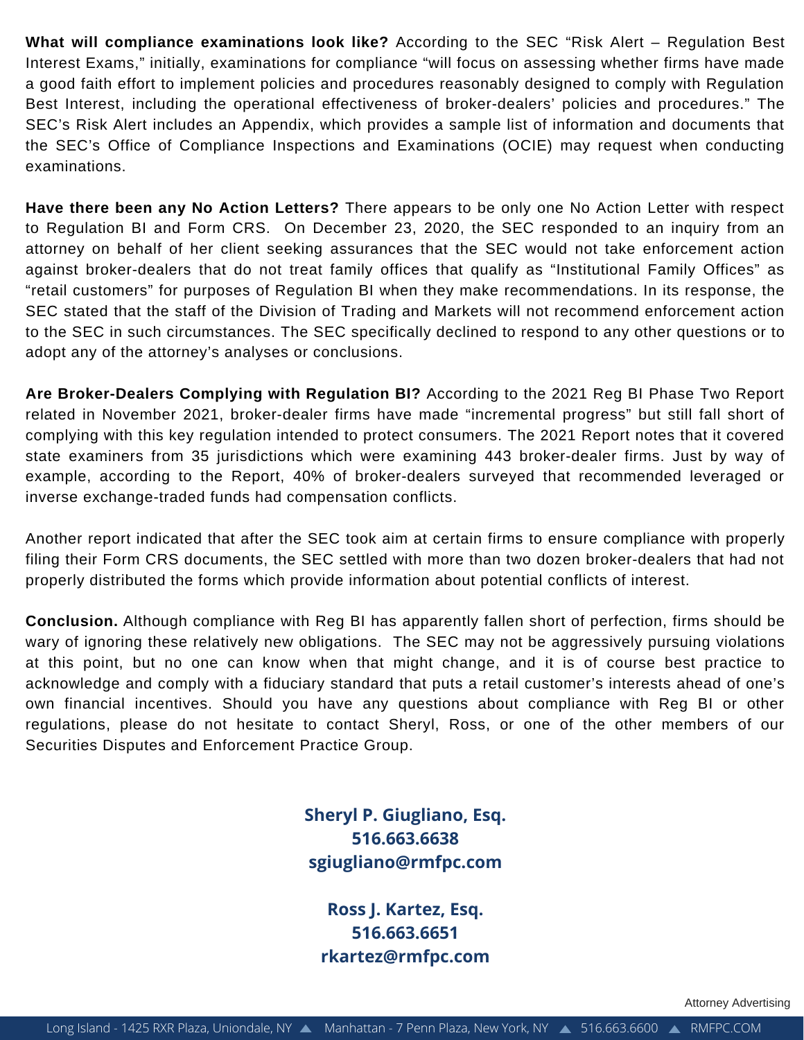**What will compliance examinations look like?** According to the SEC "Risk Alert – Regulation Best Interest Exams," initially, examinations for compliance "will focus on assessing whether firms have made a good faith effort to implement policies and procedures reasonably designed to comply with Regulation Best Interest, including the operational effectiveness of broker-dealers' policies and procedures." The SEC's Risk Alert includes an Appendix, which provides a sample list of information and documents that the SEC's Office of Compliance Inspections and Examinations (OCIE) may request when conducting examinations.

**Have there been any No Action Letters?** There appears to be only one No Action Letter with respect to Regulation BI and Form CRS. On December 23, 2020, the SEC responded to an inquiry from an attorney on behalf of her client seeking assurances that the SEC would not take enforcement action against broker-dealers that do not treat family offices that qualify as "Institutional Family Offices" as "retail customers" for purposes of Regulation BI when they make recommendations. In its response, the SEC stated that the staff of the Division of Trading and Markets will not recommend enforcement action to the SEC in such circumstances. The SEC specifically declined to respond to any other questions or to adopt any of the attorney's analyses or conclusions.

**Are Broker-Dealers Complying with Regulation BI?** According to the 2021 Reg BI Phase Two Report related in November 2021, broker-dealer firms have made "incremental progress" but still fall short of complying with this key regulation intended to protect consumers. The 2021 Report notes that it covered state examiners from 35 jurisdictions which were examining 443 broker-dealer firms. Just by way of example, according to the Report, 40% of broker-dealers surveyed that recommended leveraged or inverse exchange-traded funds had compensation conflicts.

Another report indicated that after the SEC took aim at certain firms to ensure compliance with properly filing their Form CRS documents, the SEC settled with more than two dozen broker-dealers that had not properly distributed the forms which provide information about potential conflicts of interest.

**Conclusion.** Although compliance with Reg BI has apparently fallen short of perfection, firms should be wary of ignoring these relatively new obligations. The SEC may not be aggressively pursuing violations at this point, but no one can know when that might change, and it is of course best practice to acknowledge and comply with a fiduciary standard that puts a retail customer's interests ahead of one's own financial incentives. Should you have any questions about compliance with Reg BI or other regulations, please do not hesitate to contact Sheryl, Ross, or one of the other members of our Securities Disputes and Enforcement Practice Group.

**Sheryl P. Giugliano, Esq.**
**516.663.6638**
**sgiugliano@rmfpc.com**

**Ross J. Kartez, Esq.**
**516.663.6651**
**rkartez@rmfpc.com**

Attorney Advertising

Long Island - 1425 RXR Plaza, Uniondale, NY ▲ Manhattan - 7 Penn Plaza, New York, NY ▲ 516.663.6600 ▲ RMFPC.COM